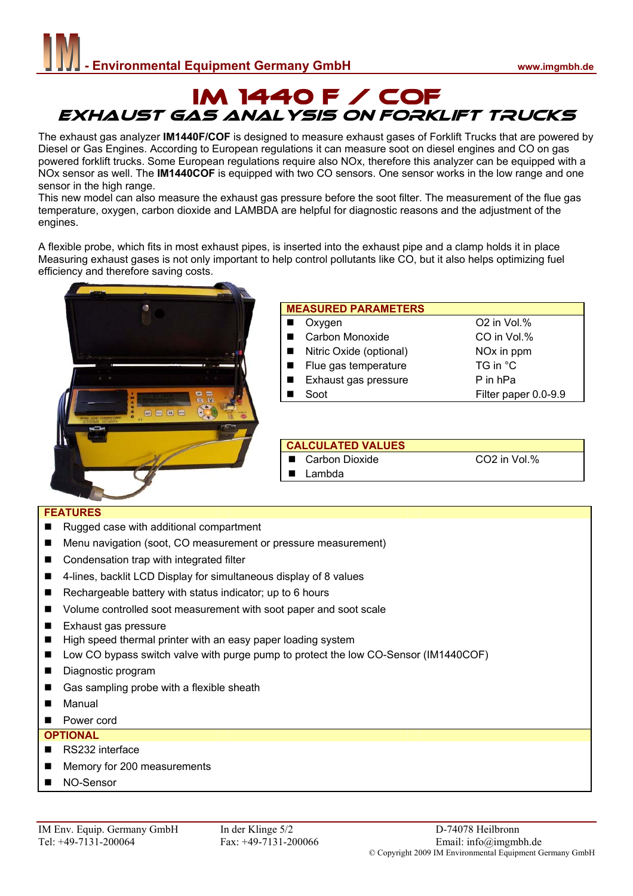# IM 1440 F / COF

## EXHAUST GAS ANALYSIS ON FORKLIFT TRUCKS

The exhaust gas analyzer **IM1440F/COF** is designed to measure exhaust gases of Forklift Trucks that are powered by Diesel or Gas Engines. According to European regulations it can measure soot on diesel engines and CO on gas powered forklift trucks. Some European regulations require also NOx, therefore this analyzer can be equipped with a NOx sensor as well. The **IM1440COF** is equipped with two CO sensors. One sensor works in the low range and one sensor in the high range.

This new model can also measure the exhaust gas pressure before the soot filter. The measurement of the flue gas temperature, oxygen, carbon dioxide and LAMBDA are helpful for diagnostic reasons and the adjustment of the engines.

A flexible probe, which fits in most exhaust pipes, is inserted into the exhaust pipe and a clamp holds it in place Measuring exhaust gases is not only important to help control pollutants like CO, but it also helps optimizing fuel efficiency and therefore saving costs.

| MEASURED PARAMETERS | |
|---|---|
| ■ Oxygen | $O_2$ in Vol.% |
| ■ Carbon Monoxide | CO in Vol.% |
| ■ Nitric Oxide (optional) | NOx in ppm |
| ■ Flue gas temperature | TG in °C |
| ■ Exhaust gas pressure | P in hPa |
| ■ Soot | Filter paper 0.0-9.9 |

| CALCULATED VALUES | |
|---|---|
| ■ Carbon Dioxide | $CO_2$ in Vol.% |
| ■ Lambda | |

**FEATURES**

- Rugged case with additional compartment
- Menu navigation (soot, CO measurement or pressure measurement)
- Condensation trap with integrated filter
- 4-lines, backlit LCD Display for simultaneous display of 8 values
- Rechargeable battery with status indicator; up to 6 hours
- Volume controlled soot measurement with soot paper and soot scale
- Exhaust gas pressure
- High speed thermal printer with an easy paper loading system
- Low CO bypass switch valve with purge pump to protect the low CO-Sensor (IM1440COF)
- Diagnostic program
- Gas sampling probe with a flexible sheath
- Manual
- Power cord

**OPTIONAL**

- RS232 interface
- Memory for 200 measurements
- NO-Sensor

IM Env. Equip. Germany GmbH  
Tel: +49-7131-200064  
In der Klinge 5/2  
Fax: +49-7131-200066  
D-74078 Heilbronn  
Email: info@imgmbh.de  
© Copyright 2009 IM Environmental Equipment Germany GmbH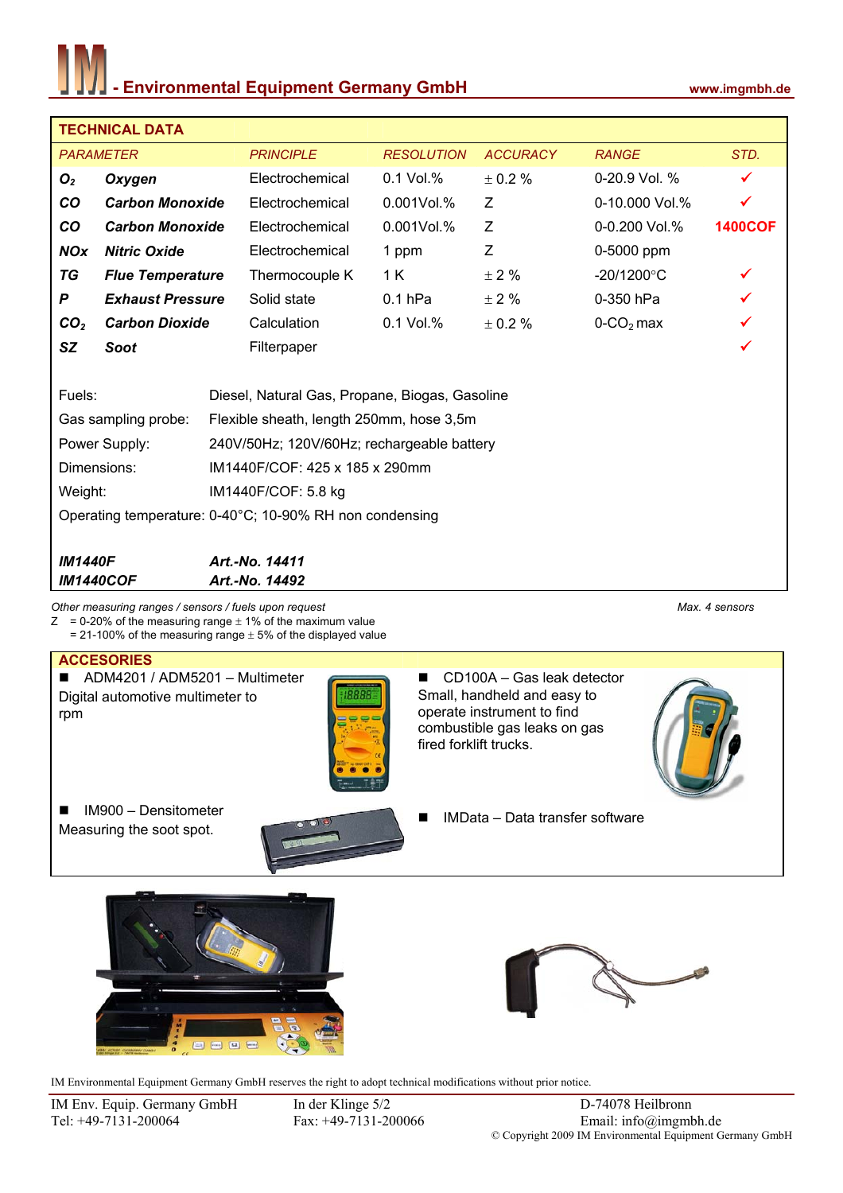# IM - Environmental Equipment Germany GmbH

www.imgmbh.de

## TECHNICAL DATA

| PARAMETER | | PRINCIPLE | RESOLUTION | ACCURACY | RANGE | STD. |
|---|---|---|---|---|---|---|
| $O_2$ | Oxygen | Electrochemical | 0.1 Vol.% | ± 0.2 % | 0-20.9 Vol. % | ✓ |
| CO | Carbon Monoxide | Electrochemical | 0.001Vol.% | Z | 0-10.000 Vol.% | ✓ |
| CO | Carbon Monoxide | Electrochemical | 0.001Vol.% | Z | 0-0.200 Vol.% | 1400COF |
| NOx | Nitric Oxide | Electrochemical | 1 ppm | Z | 0-5000 ppm | |
| TG | Flue Temperature | Thermocouple K | 1 K | ± 2 % | -20/1200°C | ✓ |
| P | Exhaust Pressure | Solid state | 0.1 hPa | ± 2 % | 0-350 hPa | ✓ |
| $CO_2$ | Carbon Dioxide | Calculation | 0.1 Vol.% | ± 0.2 % | 0-$CO_2$ max | ✓ |
| SZ | Soot | Filterpaper | | | | ✓ |

Fuels: Diesel, Natural Gas, Propane, Biogas, Gasoline

Gas sampling probe: Flexible sheath, length 250mm, hose 3,5m

Power Supply: 240V/50Hz; 120V/60Hz; rechargeable battery

Dimensions: IM1440F/COF: 425 x 185 x 290mm

Weight: IM1440F/COF: 5.8 kg

Operating temperature: 0-40°C; 10-90% RH non condensing

***IM1440F*** ***Art.-No. 14411***
***IM1440COF*** ***Art.-No. 14492***

*Other measuring ranges / sensors / fuels upon request* *Max. 4 sensors*

Z = 0-20% of the measuring range ± 1% of the maximum value
= 21-100% of the measuring range ± 5% of the displayed value

## ACCESORIES

- ADM4201 / ADM5201 – Multimeter
  Digital automotive multimeter to rpm
- CD100A – Gas leak detector
  Small, handheld and easy to operate instrument to find combustible gas leaks on gas fired forklift trucks.
- IM900 – Densitometer
  Measuring the soot spot.
- IMData – Data transfer software

IM Environmental Equipment Germany GmbH reserves the right to adopt technical modifications without prior notice.

IM Env. Equip. Germany GmbH In der Klinge 5/2 D-74078 Heilbronn
Tel: +49-7131-200064 Fax: +49-7131-200066 Email: info@imgmbh.de

© Copyright 2009 IM Environmental Equipment Germany GmbH